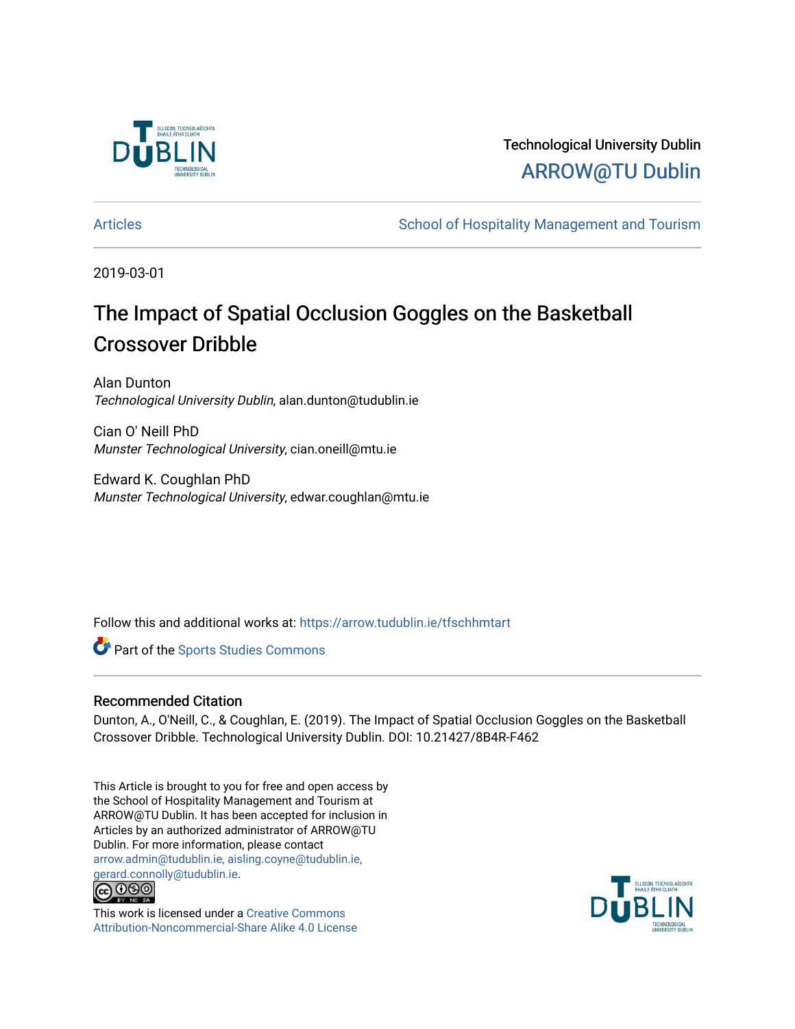Technological University Dublin

ARROW@TU Dublin

Articles | School of Hospitality Management and Tourism

2019-03-01

# The Impact of Spatial Occlusion Goggles on the Basketball Crossover Dribble

Alan Dunton
*Technological University Dublin*, alan.dunton@tudublin.ie

Cian O' Neill PhD
*Munster Technological University*, cian.oneill@mtu.ie

Edward K. Coughlan PhD
*Munster Technological University*, edwar.coughlan@mtu.ie

Follow this and additional works at: https://arrow.tudublin.ie/tfschhmtart

Part of the Sports Studies Commons

### Recommended Citation

Dunton, A., O'Neill, C., & Coughlan, E. (2019). The Impact of Spatial Occlusion Goggles on the Basketball Crossover Dribble. Technological University Dublin. DOI: 10.21427/8B4R-F462

This Article is brought to you for free and open access by the School of Hospitality Management and Tourism at ARROW@TU Dublin. It has been accepted for inclusion in Articles by an authorized administrator of ARROW@TU Dublin. For more information, please contact arrow.admin@tudublin.ie, aisling.coyne@tudublin.ie, gerard.connolly@tudublin.ie.

This work is licensed under a Creative Commons Attribution-Noncommercial-Share Alike 4.0 License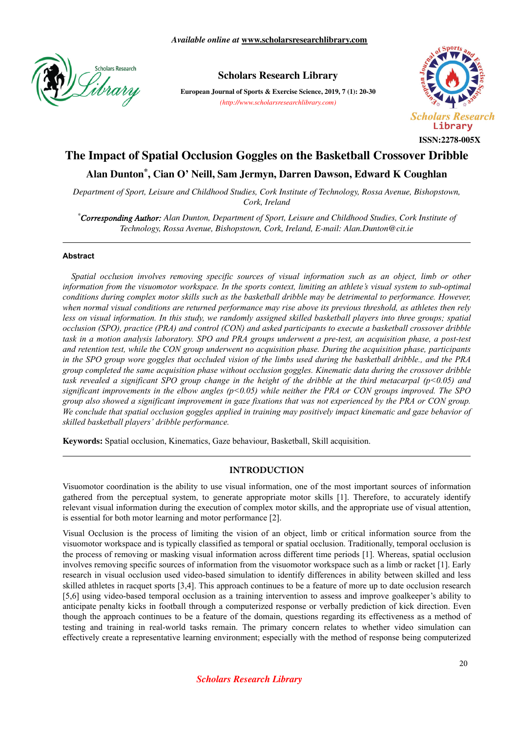# The Impact of Spatial Occlusion Goggles on the Basketball Crossover Dribble

**Alan Dunton*, Cian O' Neill, Sam Jermyn, Darren Dawson, Edward K Coughlan**

*Department of Sport, Leisure and Childhood Studies, Cork Institute of Technology, Rossa Avenue, Bishopstown, Cork, Ireland*

**Corresponding Author:* Alan Dunton, Department of Sport, Leisure and Childhood Studies, Cork Institute of Technology, Rossa Avenue, Bishopstown, Cork, Ireland, E-mail: Alan.Dunton@cit.ie

---

#### Abstract

*Spatial occlusion involves removing specific sources of visual information such as an object, limb or other information from the visuomotor workspace. In the sports context, limiting an athlete's visual system to sub-optimal conditions during complex motor skills such as the basketball dribble may be detrimental to performance. However, when normal visual conditions are returned performance may rise above its previous threshold, as athletes then rely less on visual information. In this study, we randomly assigned skilled basketball players into three groups; spatial occlusion (SPO), practice (PRA) and control (CON) and asked participants to execute a basketball crossover dribble task in a motion analysis laboratory. SPO and PRA groups underwent a pre-test, an acquisition phase, a post-test and retention test, while the CON group underwent no acquisition phase. During the acquisition phase, participants in the SPO group wore goggles that occluded vision of the limbs used during the basketball dribble., and the PRA group completed the same acquisition phase without occlusion goggles. Kinematic data during the crossover dribble task revealed a significant SPO group change in the height of the dribble at the third metacarpal ($p<0.05$) and significant improvements in the elbow angles ($p<0.05$) while neither the PRA or CON groups improved. The SPO group also showed a significant improvement in gaze fixations that was not experienced by the PRA or CON group. We conclude that spatial occlusion goggles applied in training may positively impact kinematic and gaze behavior of skilled basketball players' dribble performance.*

**Keywords:** Spatial occlusion, Kinematics, Gaze behaviour, Basketball, Skill acquisition.

---

## INTRODUCTION

Visuomotor coordination is the ability to use visual information, one of the most important sources of information gathered from the perceptual system, to generate appropriate motor skills [1]. Therefore, to accurately identify relevant visual information during the execution of complex motor skills, and the appropriate use of visual attention, is essential for both motor learning and motor performance [2].

Visual Occlusion is the process of limiting the vision of an object, limb or critical information source from the visuomotor workspace and is typically classified as temporal or spatial occlusion. Traditionally, temporal occlusion is the process of removing or masking visual information across different time periods [1]. Whereas, spatial occlusion involves removing specific sources of information from the visuomotor workspace such as a limb or racket [1]. Early research in visual occlusion used video-based simulation to identify differences in ability between skilled and less skilled athletes in racquet sports [3,4]. This approach continues to be a feature of more up to date occlusion research [5,6] using video-based temporal occlusion as a training intervention to assess and improve goalkeeper's ability to anticipate penalty kicks in football through a computerized response or verbally prediction of kick direction. Even though the approach continues to be a feature of the domain, questions regarding its effectiveness as a method of testing and training in real-world tasks remain. The primary concern relates to whether video simulation can effectively create a representative learning environment; especially with the method of response being computerized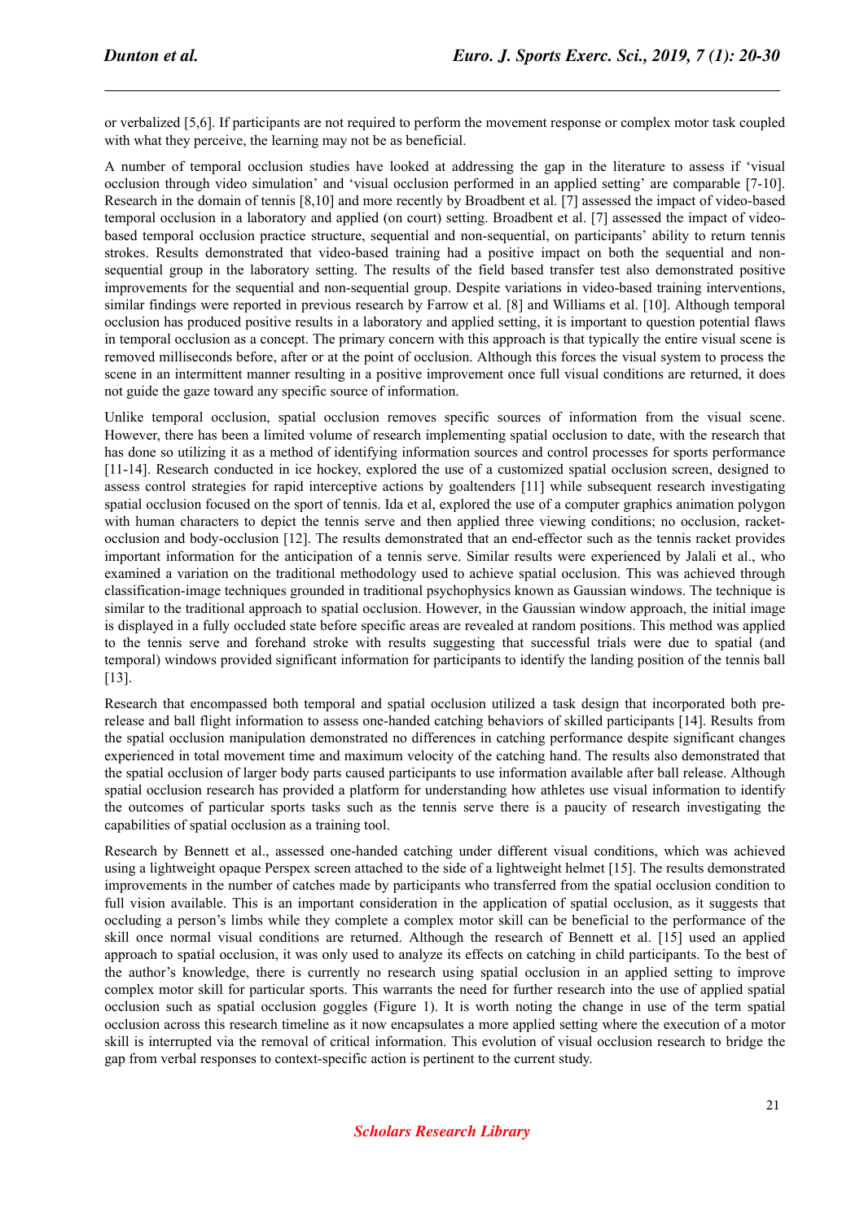or verbalized [5,6]. If participants are not required to perform the movement response or complex motor task coupled with what they perceive, the learning may not be as beneficial.

A number of temporal occlusion studies have looked at addressing the gap in the literature to assess if 'visual occlusion through video simulation' and 'visual occlusion performed in an applied setting' are comparable [7-10]. Research in the domain of tennis [8,10] and more recently by Broadbent et al. [7] assessed the impact of video-based temporal occlusion in a laboratory and applied (on court) setting. Broadbent et al. [7] assessed the impact of video-based temporal occlusion practice structure, sequential and non-sequential, on participants' ability to return tennis strokes. Results demonstrated that video-based training had a positive impact on both the sequential and non-sequential group in the laboratory setting. The results of the field based transfer test also demonstrated positive improvements for the sequential and non-sequential group. Despite variations in video-based training interventions, similar findings were reported in previous research by Farrow et al. [8] and Williams et al. [10]. Although temporal occlusion has produced positive results in a laboratory and applied setting, it is important to question potential flaws in temporal occlusion as a concept. The primary concern with this approach is that typically the entire visual scene is removed milliseconds before, after or at the point of occlusion. Although this forces the visual system to process the scene in an intermittent manner resulting in a positive improvement once full visual conditions are returned, it does not guide the gaze toward any specific source of information.

Unlike temporal occlusion, spatial occlusion removes specific sources of information from the visual scene. However, there has been a limited volume of research implementing spatial occlusion to date, with the research that has done so utilizing it as a method of identifying information sources and control processes for sports performance [11-14]. Research conducted in ice hockey, explored the use of a customized spatial occlusion screen, designed to assess control strategies for rapid interceptive actions by goaltenders [11] while subsequent research investigating spatial occlusion focused on the sport of tennis. Ida et al, explored the use of a computer graphics animation polygon with human characters to depict the tennis serve and then applied three viewing conditions; no occlusion, racket-occlusion and body-occlusion [12]. The results demonstrated that an end-effector such as the tennis racket provides important information for the anticipation of a tennis serve. Similar results were experienced by Jalali et al., who examined a variation on the traditional methodology used to achieve spatial occlusion. This was achieved through classification-image techniques grounded in traditional psychophysics known as Gaussian windows. The technique is similar to the traditional approach to spatial occlusion. However, in the Gaussian window approach, the initial image is displayed in a fully occluded state before specific areas are revealed at random positions. This method was applied to the tennis serve and forehand stroke with results suggesting that successful trials were due to spatial (and temporal) windows provided significant information for participants to identify the landing position of the tennis ball [13].

Research that encompassed both temporal and spatial occlusion utilized a task design that incorporated both pre-release and ball flight information to assess one-handed catching behaviors of skilled participants [14]. Results from the spatial occlusion manipulation demonstrated no differences in catching performance despite significant changes experienced in total movement time and maximum velocity of the catching hand. The results also demonstrated that the spatial occlusion of larger body parts caused participants to use information available after ball release. Although spatial occlusion research has provided a platform for understanding how athletes use visual information to identify the outcomes of particular sports tasks such as the tennis serve there is a paucity of research investigating the capabilities of spatial occlusion as a training tool.

Research by Bennett et al., assessed one-handed catching under different visual conditions, which was achieved using a lightweight opaque Perspex screen attached to the side of a lightweight helmet [15]. The results demonstrated improvements in the number of catches made by participants who transferred from the spatial occlusion condition to full vision available. This is an important consideration in the application of spatial occlusion, as it suggests that occluding a person's limbs while they complete a complex motor skill can be beneficial to the performance of the skill once normal visual conditions are returned. Although the research of Bennett et al. [15] used an applied approach to spatial occlusion, it was only used to analyze its effects on catching in child participants. To the best of the author's knowledge, there is currently no research using spatial occlusion in an applied setting to improve complex motor skill for particular sports. This warrants the need for further research into the use of applied spatial occlusion such as spatial occlusion goggles (Figure 1). It is worth noting the change in use of the term spatial occlusion across this research timeline as it now encapsulates a more applied setting where the execution of a motor skill is interrupted via the removal of critical information. This evolution of visual occlusion research to bridge the gap from verbal responses to context-specific action is pertinent to the current study.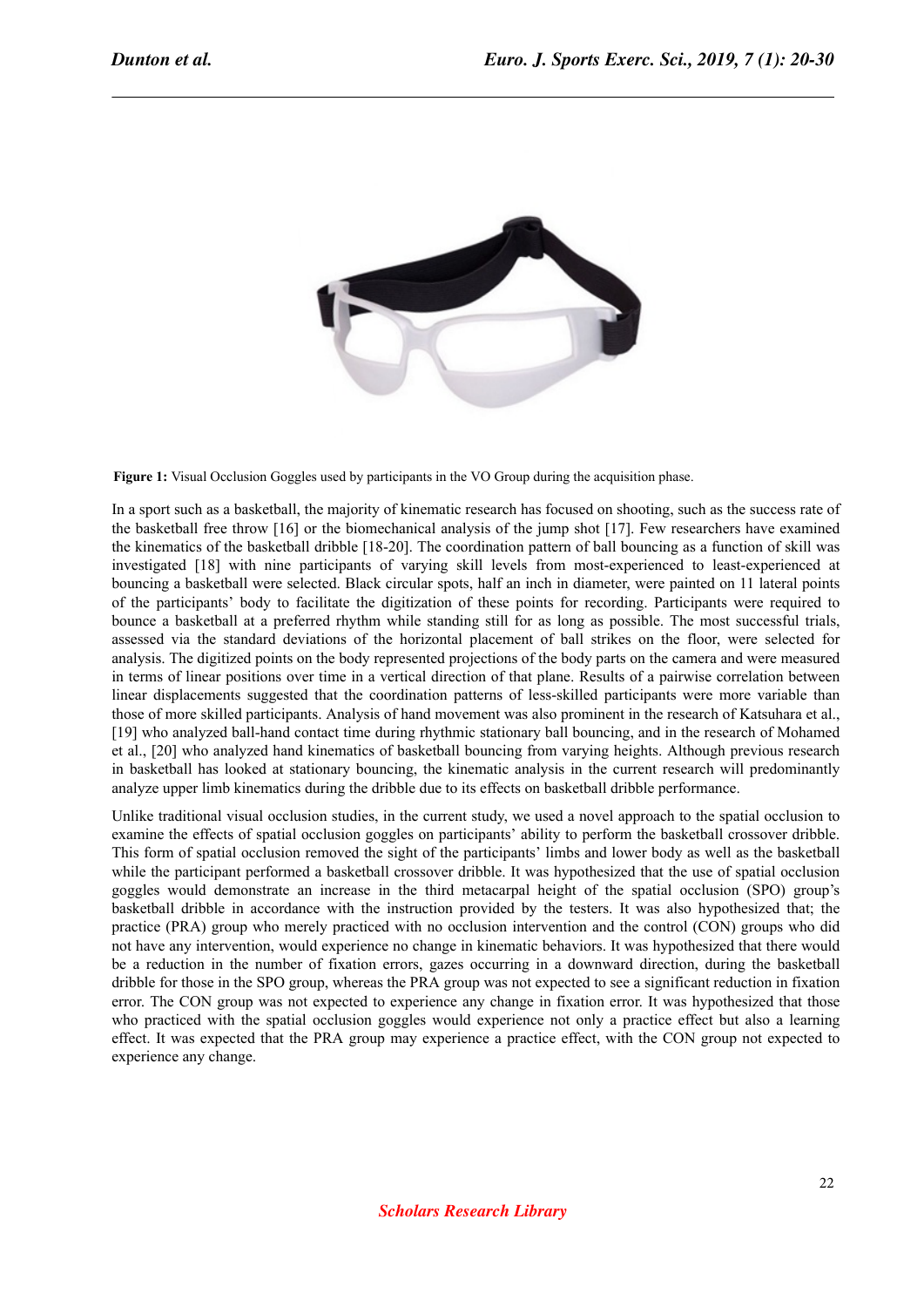**Figure 1:** Visual Occlusion Goggles used by participants in the VO Group during the acquisition phase.

In a sport such as a basketball, the majority of kinematic research has focused on shooting, such as the success rate of the basketball free throw [16] or the biomechanical analysis of the jump shot [17]. Few researchers have examined the kinematics of the basketball dribble [18-20]. The coordination pattern of ball bouncing as a function of skill was investigated [18] with nine participants of varying skill levels from most-experienced to least-experienced at bouncing a basketball were selected. Black circular spots, half an inch in diameter, were painted on 11 lateral points of the participants' body to facilitate the digitization of these points for recording. Participants were required to bounce a basketball at a preferred rhythm while standing still for as long as possible. The most successful trials, assessed via the standard deviations of the horizontal placement of ball strikes on the floor, were selected for analysis. The digitized points on the body represented projections of the body parts on the camera and were measured in terms of linear positions over time in a vertical direction of that plane. Results of a pairwise correlation between linear displacements suggested that the coordination patterns of less-skilled participants were more variable than those of more skilled participants. Analysis of hand movement was also prominent in the research of Katsuhara et al., [19] who analyzed ball-hand contact time during rhythmic stationary ball bouncing, and in the research of Mohamed et al., [20] who analyzed hand kinematics of basketball bouncing from varying heights. Although previous research in basketball has looked at stationary bouncing, the kinematic analysis in the current research will predominantly analyze upper limb kinematics during the dribble due to its effects on basketball dribble performance.

Unlike traditional visual occlusion studies, in the current study, we used a novel approach to the spatial occlusion to examine the effects of spatial occlusion goggles on participants' ability to perform the basketball crossover dribble. This form of spatial occlusion removed the sight of the participants' limbs and lower body as well as the basketball while the participant performed a basketball crossover dribble. It was hypothesized that the use of spatial occlusion goggles would demonstrate an increase in the third metacarpal height of the spatial occlusion (SPO) group's basketball dribble in accordance with the instruction provided by the testers. It was also hypothesized that; the practice (PRA) group who merely practiced with no occlusion intervention and the control (CON) groups who did not have any intervention, would experience no change in kinematic behaviors. It was hypothesized that there would be a reduction in the number of fixation errors, gazes occurring in a downward direction, during the basketball dribble for those in the SPO group, whereas the PRA group was not expected to see a significant reduction in fixation error. The CON group was not expected to experience any change in fixation error. It was hypothesized that those who practiced with the spatial occlusion goggles would experience not only a practice effect but also a learning effect. It was expected that the PRA group may experience a practice effect, with the CON group not expected to experience any change.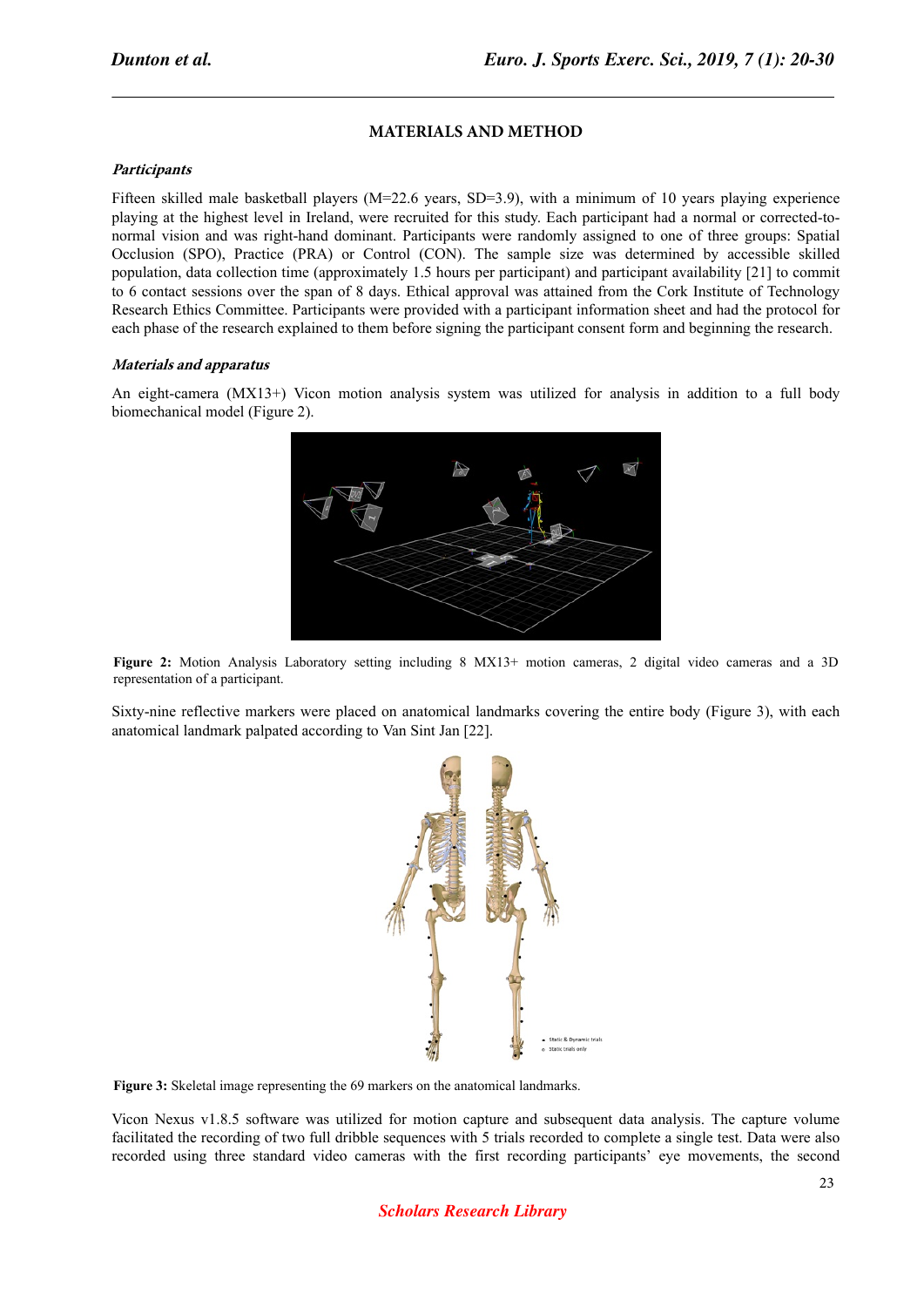## MATERIALS AND METHOD

### *Participants*

Fifteen skilled male basketball players (M=22.6 years, SD=3.9), with a minimum of 10 years playing experience playing at the highest level in Ireland, were recruited for this study. Each participant had a normal or corrected-to-normal vision and was right-hand dominant. Participants were randomly assigned to one of three groups: Spatial Occlusion (SPO), Practice (PRA) or Control (CON). The sample size was determined by accessible skilled population, data collection time (approximately 1.5 hours per participant) and participant availability [21] to commit to 6 contact sessions over the span of 8 days. Ethical approval was attained from the Cork Institute of Technology Research Ethics Committee. Participants were provided with a participant information sheet and had the protocol for each phase of the research explained to them before signing the participant consent form and beginning the research.

### *Materials and apparatus*

An eight-camera (MX13+) Vicon motion analysis system was utilized for analysis in addition to a full body biomechanical model (Figure 2).

**Figure 2:** Motion Analysis Laboratory setting including 8 MX13+ motion cameras, 2 digital video cameras and a 3D representation of a participant.

Sixty-nine reflective markers were placed on anatomical landmarks covering the entire body (Figure 3), with each anatomical landmark palpated according to Van Sint Jan [22].

**Figure 3:** Skeletal image representing the 69 markers on the anatomical landmarks.

Vicon Nexus v1.8.5 software was utilized for motion capture and subsequent data analysis. The capture volume facilitated the recording of two full dribble sequences with 5 trials recorded to complete a single test. Data were also recorded using three standard video cameras with the first recording participants' eye movements, the second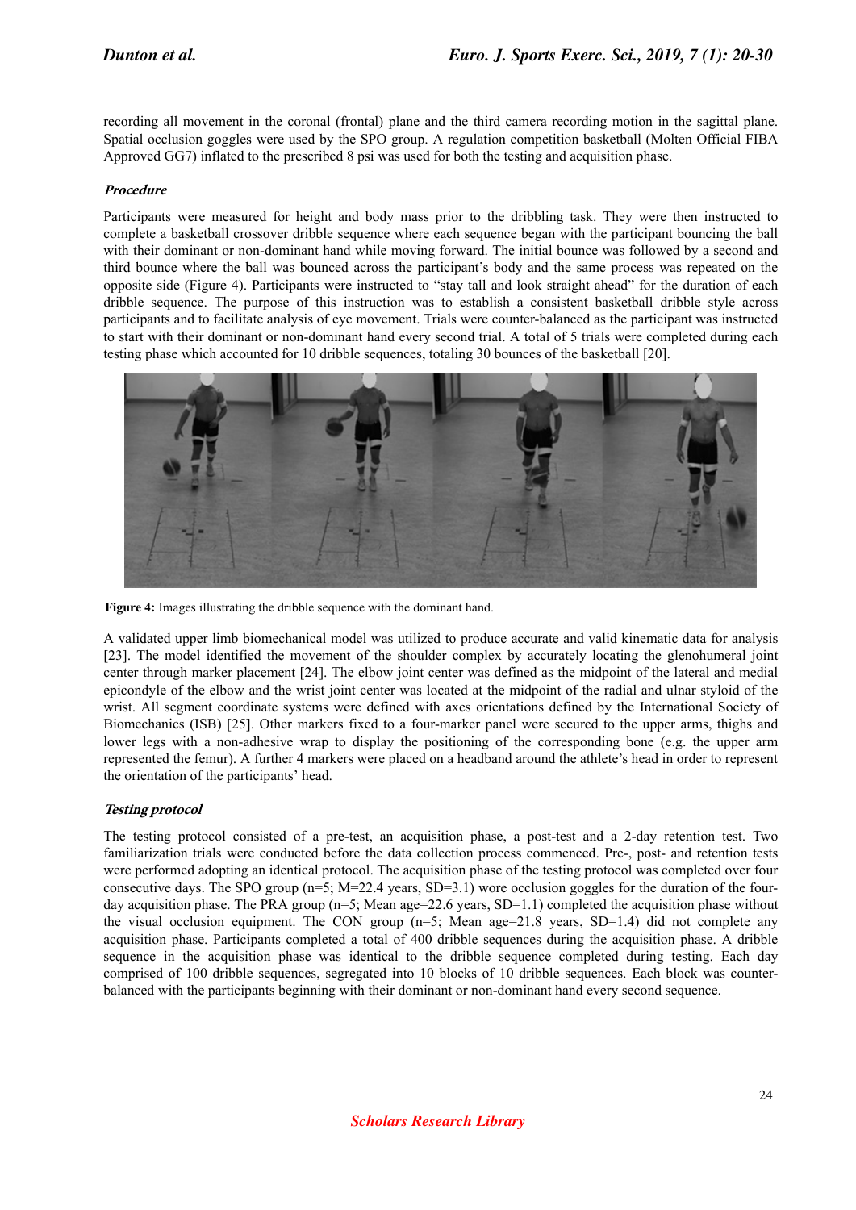recording all movement in the coronal (frontal) plane and the third camera recording motion in the sagittal plane. Spatial occlusion goggles were used by the SPO group. A regulation competition basketball (Molten Official FIBA Approved GG7) inflated to the prescribed 8 psi was used for both the testing and acquisition phase.

### *Procedure*

Participants were measured for height and body mass prior to the dribbling task. They were then instructed to complete a basketball crossover dribble sequence where each sequence began with the participant bouncing the ball with their dominant or non-dominant hand while moving forward. The initial bounce was followed by a second and third bounce where the ball was bounced across the participant's body and the same process was repeated on the opposite side (Figure 4). Participants were instructed to "stay tall and look straight ahead" for the duration of each dribble sequence. The purpose of this instruction was to establish a consistent basketball dribble style across participants and to facilitate analysis of eye movement. Trials were counter-balanced as the participant was instructed to start with their dominant or non-dominant hand every second trial. A total of 5 trials were completed during each testing phase which accounted for 10 dribble sequences, totaling 30 bounces of the basketball [20].

**Figure 4:** Images illustrating the dribble sequence with the dominant hand.

A validated upper limb biomechanical model was utilized to produce accurate and valid kinematic data for analysis [23]. The model identified the movement of the shoulder complex by accurately locating the glenohumeral joint center through marker placement [24]. The elbow joint center was defined as the midpoint of the lateral and medial epicondyle of the elbow and the wrist joint center was located at the midpoint of the radial and ulnar styloid of the wrist. All segment coordinate systems were defined with axes orientations defined by the International Society of Biomechanics (ISB) [25]. Other markers fixed to a four-marker panel were secured to the upper arms, thighs and lower legs with a non-adhesive wrap to display the positioning of the corresponding bone (e.g. the upper arm represented the femur). A further 4 markers were placed on a headband around the athlete's head in order to represent the orientation of the participants' head.

### *Testing protocol*

The testing protocol consisted of a pre-test, an acquisition phase, a post-test and a 2-day retention test. Two familiarization trials were conducted before the data collection process commenced. Pre-, post- and retention tests were performed adopting an identical protocol. The acquisition phase of the testing protocol was completed over four consecutive days. The SPO group (n=5; M=22.4 years, SD=3.1) wore occlusion goggles for the duration of the four-day acquisition phase. The PRA group (n=5; Mean age=22.6 years, SD=1.1) completed the acquisition phase without the visual occlusion equipment. The CON group (n=5; Mean age=21.8 years, SD=1.4) did not complete any acquisition phase. Participants completed a total of 400 dribble sequences during the acquisition phase. A dribble sequence in the acquisition phase was identical to the dribble sequence completed during testing. Each day comprised of 100 dribble sequences, segregated into 10 blocks of 10 dribble sequences. Each block was counter-balanced with the participants beginning with their dominant or non-dominant hand every second sequence.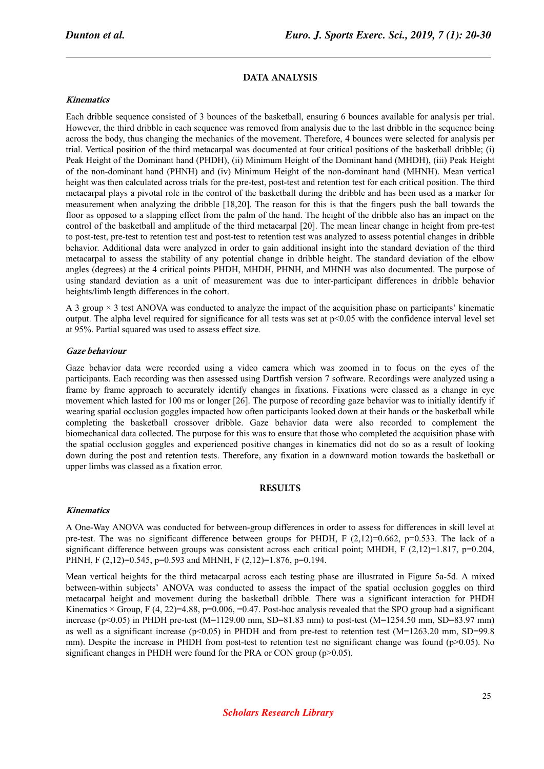## DATA ANALYSIS

### *Kinematics*

Each dribble sequence consisted of 3 bounces of the basketball, ensuring 6 bounces available for analysis per trial. However, the third dribble in each sequence was removed from analysis due to the last dribble in the sequence being across the body, thus changing the mechanics of the movement. Therefore, 4 bounces were selected for analysis per trial. Vertical position of the third metacarpal was documented at four critical positions of the basketball dribble; (i) Peak Height of the Dominant hand (PHDH), (ii) Minimum Height of the Dominant hand (MHDH), (iii) Peak Height of the non-dominant hand (PHNH) and (iv) Minimum Height of the non-dominant hand (MHNH). Mean vertical height was then calculated across trials for the pre-test, post-test and retention test for each critical position. The third metacarpal plays a pivotal role in the control of the basketball during the dribble and has been used as a marker for measurement when analyzing the dribble [18,20]. The reason for this is that the fingers push the ball towards the floor as opposed to a slapping effect from the palm of the hand. The height of the dribble also has an impact on the control of the basketball and amplitude of the third metacarpal [20]. The mean linear change in height from pre-test to post-test, pre-test to retention test and post-test to retention test was analyzed to assess potential changes in dribble behavior. Additional data were analyzed in order to gain additional insight into the standard deviation of the third metacarpal to assess the stability of any potential change in dribble height. The standard deviation of the elbow angles (degrees) at the 4 critical points PHDH, MHDH, PHNH, and MHNH was also documented. The purpose of using standard deviation as a unit of measurement was due to inter-participant differences in dribble behavior heights/limb length differences in the cohort.

A 3 group × 3 test ANOVA was conducted to analyze the impact of the acquisition phase on participants' kinematic output. The alpha level required for significance for all tests was set at $p<0.05$ with the confidence interval level set at 95%. Partial squared was used to assess effect size.

### *Gaze behaviour*

Gaze behavior data were recorded using a video camera which was zoomed in to focus on the eyes of the participants. Each recording was then assessed using Dartfish version 7 software. Recordings were analyzed using a frame by frame approach to accurately identify changes in fixations. Fixations were classed as a change in eye movement which lasted for 100 ms or longer [26]. The purpose of recording gaze behavior was to initially identify if wearing spatial occlusion goggles impacted how often participants looked down at their hands or the basketball while completing the basketball crossover dribble. Gaze behavior data were also recorded to complement the biomechanical data collected. The purpose for this was to ensure that those who completed the acquisition phase with the spatial occlusion goggles and experienced positive changes in kinematics did not do so as a result of looking down during the post and retention tests. Therefore, any fixation in a downward motion towards the basketball or upper limbs was classed as a fixation error.

## RESULTS

### *Kinematics*

A One-Way ANOVA was conducted for between-group differences in order to assess for differences in skill level at pre-test. The was no significant difference between groups for PHDH, $F(2,12)=0.662$, $p=0.533$. The lack of a significant difference between groups was consistent across each critical point; MHDH, $F(2,12)=1.817$, $p=0.204$, PHNH, $F(2,12)=0.545$, $p=0.593$ and MHNH, $F(2,12)=1.876$, $p=0.194$.

Mean vertical heights for the third metacarpal across each testing phase are illustrated in Figure 5a-5d. A mixed between-within subjects' ANOVA was conducted to assess the impact of the spatial occlusion goggles on third metacarpal height and movement during the basketball dribble. There was a significant interaction for PHDH Kinematics × Group, $F(4, 22)=4.88$, $p=0.006$, $=0.47$. Post-hoc analysis revealed that the SPO group had a significant increase ($p<0.05$) in PHDH pre-test (M=1129.00 mm, SD=81.83 mm) to post-test (M=1254.50 mm, SD=83.97 mm) as well as a significant increase ($p<0.05$) in PHDH and from pre-test to retention test (M=1263.20 mm, SD=99.8 mm). Despite the increase in PHDH from post-test to retention test no significant change was found ($p>0.05$). No significant changes in PHDH were found for the PRA or CON group ($p>0.05$).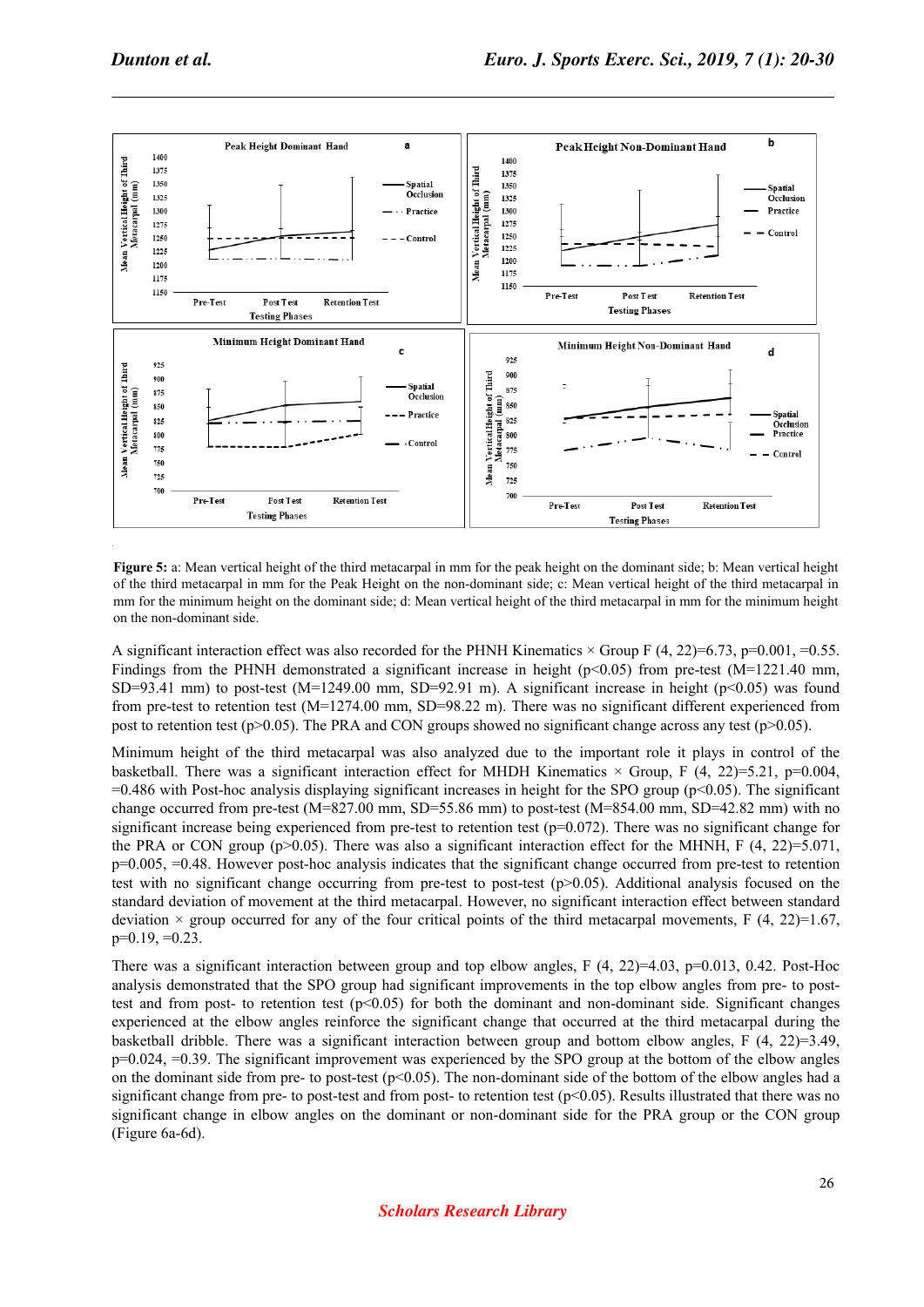**Figure 5:** a: Mean vertical height of the third metacarpal in mm for the peak height on the dominant side; b: Mean vertical height of the third metacarpal in mm for the Peak Height on the non-dominant side; c: Mean vertical height of the third metacarpal in mm for the minimum height on the dominant side; d: Mean vertical height of the third metacarpal in mm for the minimum height on the non-dominant side.

A significant interaction effect was also recorded for the PHNH Kinematics × Group F (4, 22)=6.73, p=0.001, =0.55. Findings from the PHNH demonstrated a significant increase in height (p<0.05) from pre-test (M=1221.40 mm, SD=93.41 mm) to post-test (M=1249.00 mm, SD=92.91 m). A significant increase in height (p<0.05) was found from pre-test to retention test (M=1274.00 mm, SD=98.22 m). There was no significant different experienced from post to retention test (p>0.05). The PRA and CON groups showed no significant change across any test (p>0.05).

Minimum height of the third metacarpal was also analyzed due to the important role it plays in control of the basketball. There was a significant interaction effect for MHDH Kinematics × Group, F (4, 22)=5.21, p=0.004, =0.486 with Post-hoc analysis displaying significant increases in height for the SPO group (p<0.05). The significant change occurred from pre-test (M=827.00 mm, SD=55.86 mm) to post-test (M=854.00 mm, SD=42.82 mm) with no significant increase being experienced from pre-test to retention test (p=0.072). There was no significant change for the PRA or CON group (p>0.05). There was also a significant interaction effect for the MHNH, F (4, 22)=5.071, p=0.005, =0.48. However post-hoc analysis indicates that the significant change occurred from pre-test to retention test with no significant change occurring from pre-test to post-test (p>0.05). Additional analysis focused on the standard deviation of movement at the third metacarpal. However, no significant interaction effect between standard deviation × group occurred for any of the four critical points of the third metacarpal movements, F (4, 22)=1.67, p=0.19, =0.23.

There was a significant interaction between group and top elbow angles, F (4, 22)=4.03, p=0.013, 0.42. Post-Hoc analysis demonstrated that the SPO group had significant improvements in the top elbow angles from pre- to post-test and from post- to retention test (p<0.05) for both the dominant and non-dominant side. Significant changes experienced at the elbow angles reinforce the significant change that occurred at the third metacarpal during the basketball dribble. There was a significant interaction between group and bottom elbow angles, F (4, 22)=3.49, p=0.024, =0.39. The significant improvement was experienced by the SPO group at the bottom of the elbow angles on the dominant side from pre- to post-test (p<0.05). The non-dominant side of the bottom of the elbow angles had a significant change from pre- to post-test and from post- to retention test (p<0.05). Results illustrated that there was no significant change in elbow angles on the dominant or non-dominant side for the PRA group or the CON group (Figure 6a-6d).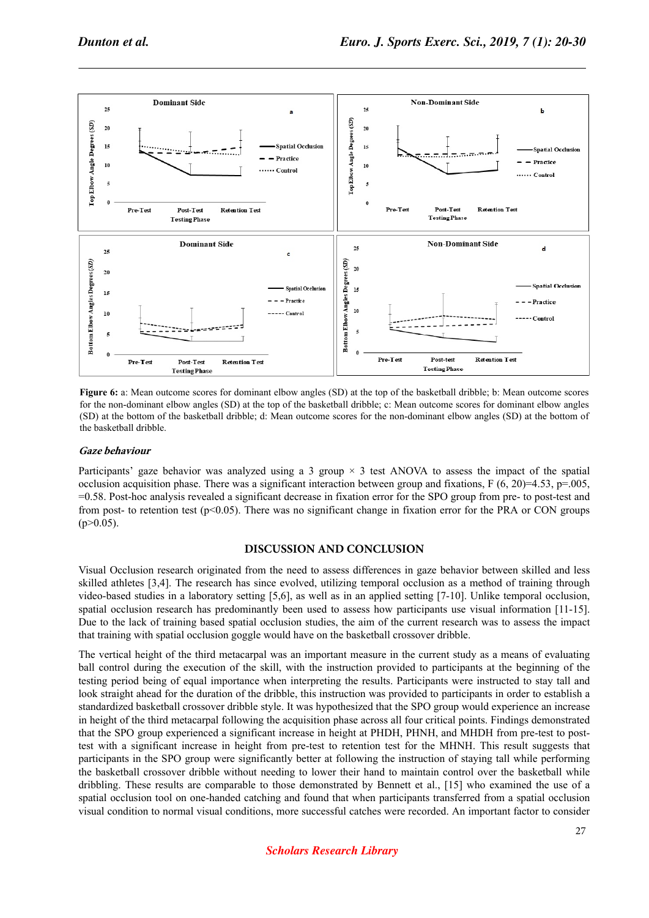**Figure 6:** a: Mean outcome scores for dominant elbow angles (SD) at the top of the basketball dribble; b: Mean outcome scores for the non-dominant elbow angles (SD) at the top of the basketball dribble; c: Mean outcome scores for dominant elbow angles (SD) at the bottom of the basketball dribble; d: Mean outcome scores for the non-dominant elbow angles (SD) at the bottom of the basketball dribble.

### *Gaze behaviour*

Participants' gaze behavior was analyzed using a 3 group × 3 test ANOVA to assess the impact of the spatial occlusion acquisition phase. There was a significant interaction between group and fixations, F (6, 20)=4.53, p=.005, =0.58. Post-hoc analysis revealed a significant decrease in fixation error for the SPO group from pre- to post-test and from post- to retention test ($p<0.05$). There was no significant change in fixation error for the PRA or CON groups ($p>0.05$).

## DISCUSSION AND CONCLUSION

Visual Occlusion research originated from the need to assess differences in gaze behavior between skilled and less skilled athletes [3,4]. The research has since evolved, utilizing temporal occlusion as a method of training through video-based studies in a laboratory setting [5,6], as well as in an applied setting [7-10]. Unlike temporal occlusion, spatial occlusion research has predominantly been used to assess how participants use visual information [11-15]. Due to the lack of training based spatial occlusion studies, the aim of the current research was to assess the impact that training with spatial occlusion goggle would have on the basketball crossover dribble.

The vertical height of the third metacarpal was an important measure in the current study as a means of evaluating ball control during the execution of the skill, with the instruction provided to participants at the beginning of the testing period being of equal importance when interpreting the results. Participants were instructed to stay tall and look straight ahead for the duration of the dribble, this instruction was provided to participants in order to establish a standardized basketball dribble style. It was hypothesized that the SPO group would experience an increase in height of the third metacarpal following the acquisition phase across all four critical points. Findings demonstrated that the SPO group experienced a significant increase in height at PHDH, PHNH, and MHDH from pre-test to post-test with a significant increase in height from pre-test to retention test for the MHNH. This result suggests that participants in the SPO group were significantly better at following the instruction of staying tall while performing the basketball crossover dribble without needing to lower their hand to maintain control over the basketball while dribbling. These results are comparable to those demonstrated by Bennett et al., [15] who examined the use of a spatial occlusion tool on one-handed catching and found that when participants transferred from a spatial occlusion visual condition to normal visual conditions, more successful catches were recorded. An important factor to consider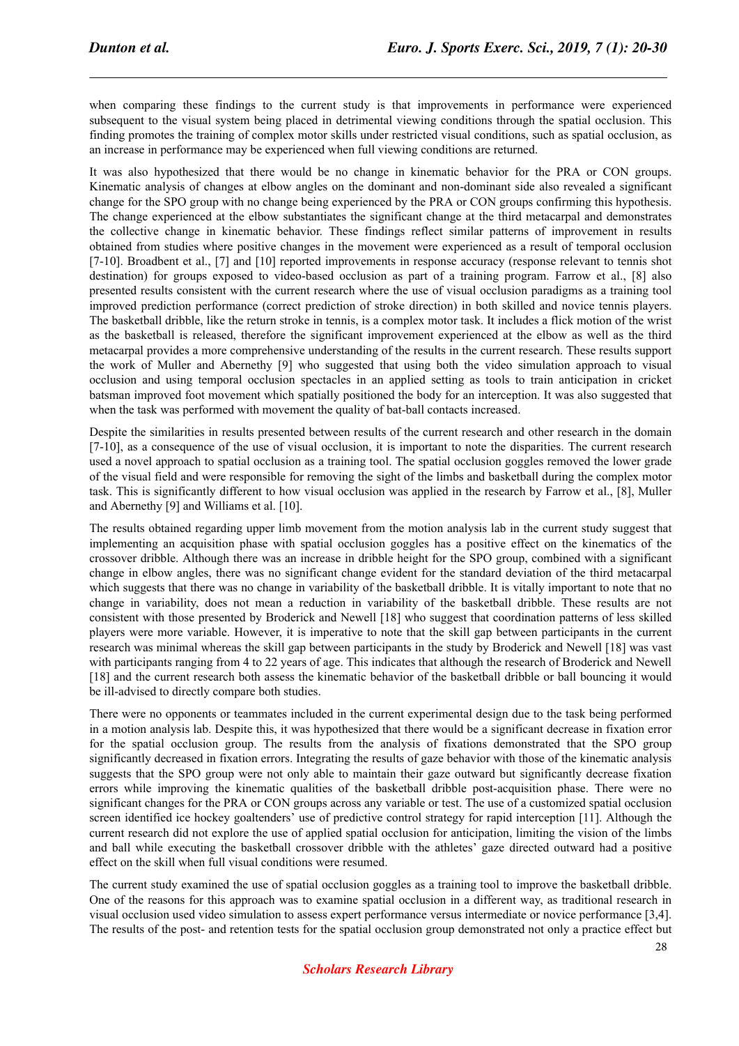when comparing these findings to the current study is that improvements in performance were experienced subsequent to the visual system being placed in detrimental viewing conditions through the spatial occlusion. This finding promotes the training of complex motor skills under restricted visual conditions, such as spatial occlusion, as an increase in performance may be experienced when full viewing conditions are returned.

It was also hypothesized that there would be no change in kinematic behavior for the PRA or CON groups. Kinematic analysis of changes at elbow angles on the dominant and non-dominant side also revealed a significant change for the SPO group with no change being experienced by the PRA or CON groups confirming this hypothesis. The change experienced at the elbow substantiates the significant change at the third metacarpal and demonstrates the collective change in kinematic behavior. These findings reflect similar patterns of improvement in results obtained from studies where positive changes in the movement were experienced as a result of temporal occlusion [7-10]. Broadbent et al., [7] and [10] reported improvements in response accuracy (response relevant to tennis shot destination) for groups exposed to video-based occlusion as part of a training program. Farrow et al., [8] also presented results consistent with the current research where the use of visual occlusion paradigms as a training tool improved prediction performance (correct prediction of stroke direction) in both skilled and novice tennis players. The basketball dribble, like the return stroke in tennis, is a complex motor task. It includes a flick motion of the wrist as the basketball is released, therefore the significant improvement experienced at the elbow as well as the third metacarpal provides a more comprehensive understanding of the results in the current research. These results support the work of Muller and Abernethy [9] who suggested that using both the video simulation approach to visual occlusion and using temporal occlusion spectacles in an applied setting as tools to train anticipation in cricket batsman improved foot movement which spatially positioned the body for an interception. It was also suggested that when the task was performed with movement the quality of bat-ball contacts increased.

Despite the similarities in results presented between results of the current research and other research in the domain [7-10], as a consequence of the use of visual occlusion, it is important to note the disparities. The current research used a novel approach to spatial occlusion as a training tool. The spatial occlusion goggles removed the lower grade of the visual field and were responsible for removing the sight of the limbs and basketball during the complex motor task. This is significantly different to how visual occlusion was applied in the research by Farrow et al., [8], Muller and Abernethy [9] and Williams et al. [10].

The results obtained regarding upper limb movement from the motion analysis lab in the current study suggest that implementing an acquisition phase with spatial occlusion goggles has a positive effect on the kinematics of the crossover dribble. Although there was an increase in dribble height for the SPO group, combined with a significant change in elbow angles, there was no significant change evident for the standard deviation of the third metacarpal which suggests that there was no change in variability of the basketball dribble. It is vitally important to note that no change in variability, does not mean a reduction in variability of the basketball dribble. These results are not consistent with those presented by Broderick and Newell [18] who suggest that coordination patterns of less skilled players were more variable. However, it is imperative to note that the skill gap between participants in the current research was minimal whereas the skill gap between participants in the study by Broderick and Newell [18] was vast with participants ranging from 4 to 22 years of age. This indicates that although the research of Broderick and Newell [18] and the current research both assess the kinematic behavior of the basketball dribble or ball bouncing it would be ill-advised to directly compare both studies.

There were no opponents or teammates included in the current experimental design due to the task being performed in a motion analysis lab. Despite this, it was hypothesized that there would be a significant decrease in fixation error for the spatial occlusion group. The results from the analysis of fixations demonstrated that the SPO group significantly decreased in fixation errors. Integrating the results of gaze behavior with those of the kinematic analysis suggests that the SPO group were not only able to maintain their gaze outward but significantly decrease fixation errors while improving the kinematic qualities of the basketball dribble post-acquisition phase. There were no significant changes for the PRA or CON groups across any variable or test. The use of a customized spatial occlusion screen identified ice hockey goaltenders' use of predictive control strategy for rapid interception [11]. Although the current research did not explore the use of applied spatial occlusion for anticipation, limiting the vision of the limbs and ball while executing the basketball crossover dribble with the athletes' gaze directed outward had a positive effect on the skill when full visual conditions were resumed.

The current study examined the use of spatial occlusion goggles as a training tool to improve the basketball dribble. One of the reasons for this approach was to examine spatial occlusion in a different way, as traditional research in visual occlusion used video simulation to assess expert performance versus intermediate or novice performance [3,4]. The results of the post- and retention tests for the spatial occlusion group demonstrated not only a practice effect but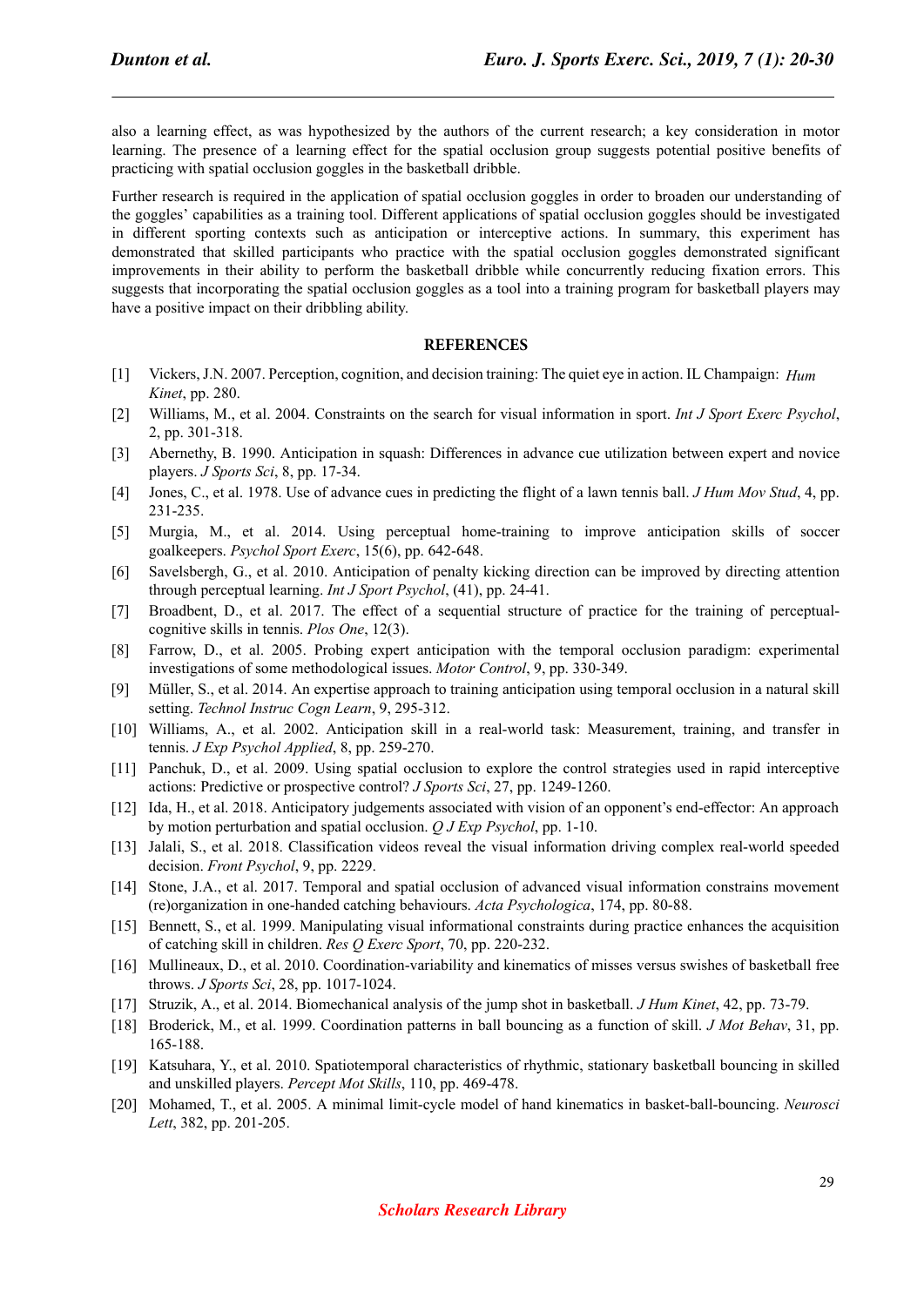also a learning effect, as was hypothesized by the authors of the current research; a key consideration in motor learning. The presence of a learning effect for the spatial occlusion group suggests potential positive benefits of practicing with spatial occlusion goggles in the basketball dribble.

Further research is required in the application of spatial occlusion goggles in order to broaden our understanding of the goggles' capabilities as a training tool. Different applications of spatial occlusion goggles should be investigated in different sporting contexts such as anticipation or interceptive actions. In summary, this experiment has demonstrated that skilled participants who practice with the spatial occlusion goggles demonstrated significant improvements in their ability to perform the basketball dribble while concurrently reducing fixation errors. This suggests that incorporating the spatial occlusion goggles as a tool into a training program for basketball players may have a positive impact on their dribbling ability.

## REFERENCES

[1] Vickers, J.N. 2007. Perception, cognition, and decision training: The quiet eye in action. IL Champaign: *Hum Kinet*, pp. 280.

[2] Williams, M., et al. 2004. Constraints on the search for visual information in sport. *Int J Sport Exerc Psychol*, 2, pp. 301-318.

[3] Abernethy, B. 1990. Anticipation in squash: Differences in advance cue utilization between expert and novice players. *J Sports Sci*, 8, pp. 17-34.

[4] Jones, C., et al. 1978. Use of advance cues in predicting the flight of a lawn tennis ball. *J Hum Mov Stud*, 4, pp. 231-235.

[5] Murgia, M., et al. 2014. Using perceptual home-training to improve anticipation skills of soccer goalkeepers. *Psychol Sport Exerc*, 15(6), pp. 642-648.

[6] Savelsbergh, G., et al. 2010. Anticipation of penalty kicking direction can be improved by directing attention through perceptual learning. *Int J Sport Psychol*, (41), pp. 24-41.

[7] Broadbent, D., et al. 2017. The effect of a sequential structure of practice for the training of perceptual-cognitive skills in tennis. *Plos One*, 12(3).

[8] Farrow, D., et al. 2005. Probing expert anticipation with the temporal occlusion paradigm: experimental investigations of some methodological issues. *Motor Control*, 9, pp. 330-349.

[9] Müller, S., et al. 2014. An expertise approach to training anticipation using temporal occlusion in a natural skill setting. *Technol Instruc Cogn Learn*, 9, 295-312.

[10] Williams, A., et al. 2002. Anticipation skill in a real-world task: Measurement, training, and transfer in tennis. *J Exp Psychol Applied*, 8, pp. 259-270.

[11] Panchuk, D., et al. 2009. Using spatial occlusion to explore the control strategies used in rapid interceptive actions: Predictive or prospective control? *J Sports Sci*, 27, pp. 1249-1260.

[12] Ida, H., et al. 2018. Anticipatory judgements associated with vision of an opponent's end-effector: An approach by motion perturbation and spatial occlusion. *Q J Exp Psychol*, pp. 1-10.

[13] Jalali, S., et al. 2018. Classification videos reveal the visual information driving complex real-world speeded decision. *Front Psychol*, 9, pp. 2229.

[14] Stone, J.A., et al. 2017. Temporal and spatial occlusion of advanced visual information constrains movement (re)organization in one-handed catching behaviours. *Acta Psychologica*, 174, pp. 80-88.

[15] Bennett, S., et al. 1999. Manipulating visual informational constraints during practice enhances the acquisition of catching skill in children. *Res Q Exerc Sport*, 70, pp. 220-232.

[16] Mullineaux, D., et al. 2010. Coordination-variability and kinematics of misses versus swishes of basketball free throws. *J Sports Sci*, 28, pp. 1017-1024.

[17] Struzik, A., et al. 2014. Biomechanical analysis of the jump shot in basketball. *J Hum Kinet*, 42, pp. 73-79.

[18] Broderick, M., et al. 1999. Coordination patterns in ball bouncing as a function of skill. *J Mot Behav*, 31, pp. 165-188.

[19] Katsuhara, Y., et al. 2010. Spatiotemporal characteristics of rhythmic, stationary basketball bouncing in skilled and unskilled players. *Percept Mot Skills*, 110, pp. 469-478.

[20] Mohamed, T., et al. 2005. A minimal limit-cycle model of hand kinematics in basket-ball-bouncing. *Neurosci Lett*, 382, pp. 201-205.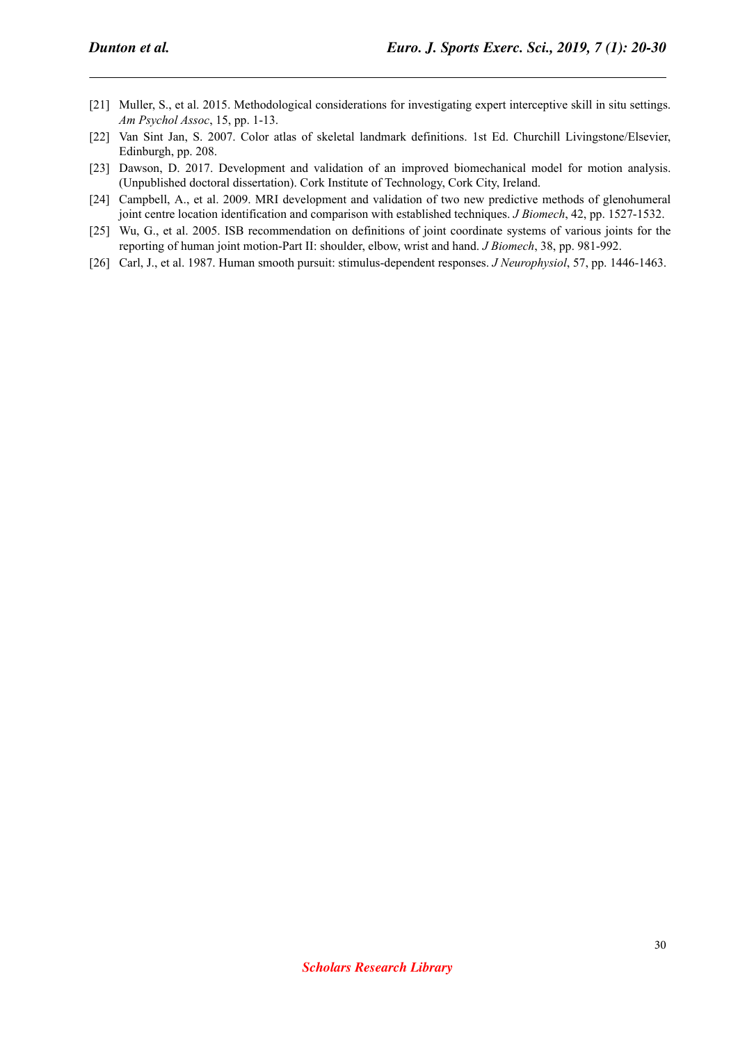[21] Muller, S., et al. 2015. Methodological considerations for investigating expert interceptive skill in situ settings. *Am Psychol Assoc*, 15, pp. 1-13.

[22] Van Sint Jan, S. 2007. Color atlas of skeletal landmark definitions. 1st Ed. Churchill Livingstone/Elsevier, Edinburgh, pp. 208.

[23] Dawson, D. 2017. Development and validation of an improved biomechanical model for motion analysis. (Unpublished doctoral dissertation). Cork Institute of Technology, Cork City, Ireland.

[24] Campbell, A., et al. 2009. MRI development and validation of two new predictive methods of glenohumeral joint centre location identification and comparison with established techniques. *J Biomech*, 42, pp. 1527-1532.

[25] Wu, G., et al. 2005. ISB recommendation on definitions of joint coordinate systems of various joints for the reporting of human joint motion-Part II: shoulder, elbow, wrist and hand. *J Biomech*, 38, pp. 981-992.

[26] Carl, J., et al. 1987. Human smooth pursuit: stimulus-dependent responses. *J Neurophysiol*, 57, pp. 1446-1463.